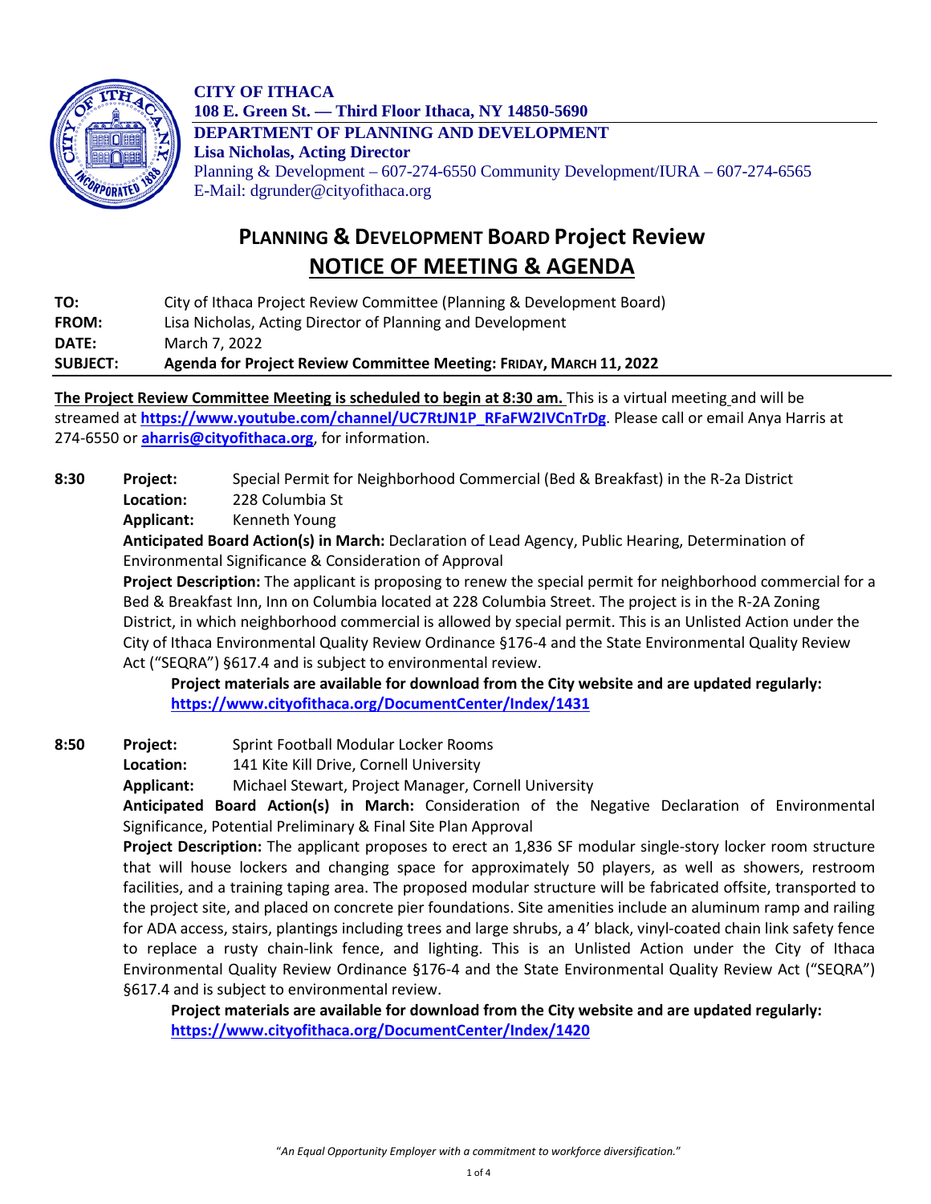**CITY OF ITHACA**
**108 E. Green St. — Third Floor Ithaca, NY 14850-5690**
**DEPARTMENT OF PLANNING AND DEVELOPMENT**
**Lisa Nicholas, Acting Director**
Planning & Development – 607-274-6550 Community Development/IURA – 607-274-6565
E-Mail: dgrunder@cityofithaca.org

# PLANNING & DEVELOPMENT BOARD Project Review
# NOTICE OF MEETING & AGENDA

**TO:** City of Ithaca Project Review Committee (Planning & Development Board)
**FROM:** Lisa Nicholas, Acting Director of Planning and Development
**DATE:** March 7, 2022
**SUBJECT:** **Agenda for Project Review Committee Meeting: FRIDAY, MARCH 11, 2022**

**The Project Review Committee Meeting is scheduled to begin at 8:30 am.** This is a virtual meeting and will be streamed at **https://www.youtube.com/channel/UC7RtJN1P_RFaFW2IVCnTrDg**. Please call or email Anya Harris at 274-6550 or **aharris@cityofithaca.org**, for information.

**8:30** **Project:** Special Permit for Neighborhood Commercial (Bed & Breakfast) in the R-2a District
**Location:** 228 Columbia St
**Applicant:** Kenneth Young
**Anticipated Board Action(s) in March:** Declaration of Lead Agency, Public Hearing, Determination of Environmental Significance & Consideration of Approval
**Project Description:** The applicant is proposing to renew the special permit for neighborhood commercial for a Bed & Breakfast Inn, Inn on Columbia located at 228 Columbia Street. The project is in the R-2A Zoning District, in which neighborhood commercial is allowed by special permit. This is an Unlisted Action under the City of Ithaca Environmental Quality Review Ordinance §176-4 and the State Environmental Quality Review Act ("SEQRA") §617.4 and is subject to environmental review.
**Project materials are available for download from the City website and are updated regularly: https://www.cityofithaca.org/DocumentCenter/Index/1431**

**8:50** **Project:** Sprint Football Modular Locker Rooms
**Location:** 141 Kite Kill Drive, Cornell University
**Applicant:** Michael Stewart, Project Manager, Cornell University
**Anticipated Board Action(s) in March:** Consideration of the Negative Declaration of Environmental Significance, Potential Preliminary & Final Site Plan Approval
**Project Description:** The applicant proposes to erect an 1,836 SF modular single-story locker room structure that will house lockers and changing space for approximately 50 players, as well as showers, restroom facilities, and a training taping area. The proposed modular structure will be fabricated offsite, transported to the project site, and placed on concrete pier foundations. Site amenities include an aluminum ramp and railing for ADA access, stairs, plantings including trees and large shrubs, a 4' black, vinyl-coated chain link safety fence to replace a rusty chain-link fence, and lighting. This is an Unlisted Action under the City of Ithaca Environmental Quality Review Ordinance §176-4 and the State Environmental Quality Review Act ("SEQRA") §617.4 and is subject to environmental review.
**Project materials are available for download from the City website and are updated regularly: https://www.cityofithaca.org/DocumentCenter/Index/1420**

*"An Equal Opportunity Employer with a commitment to workforce diversification."*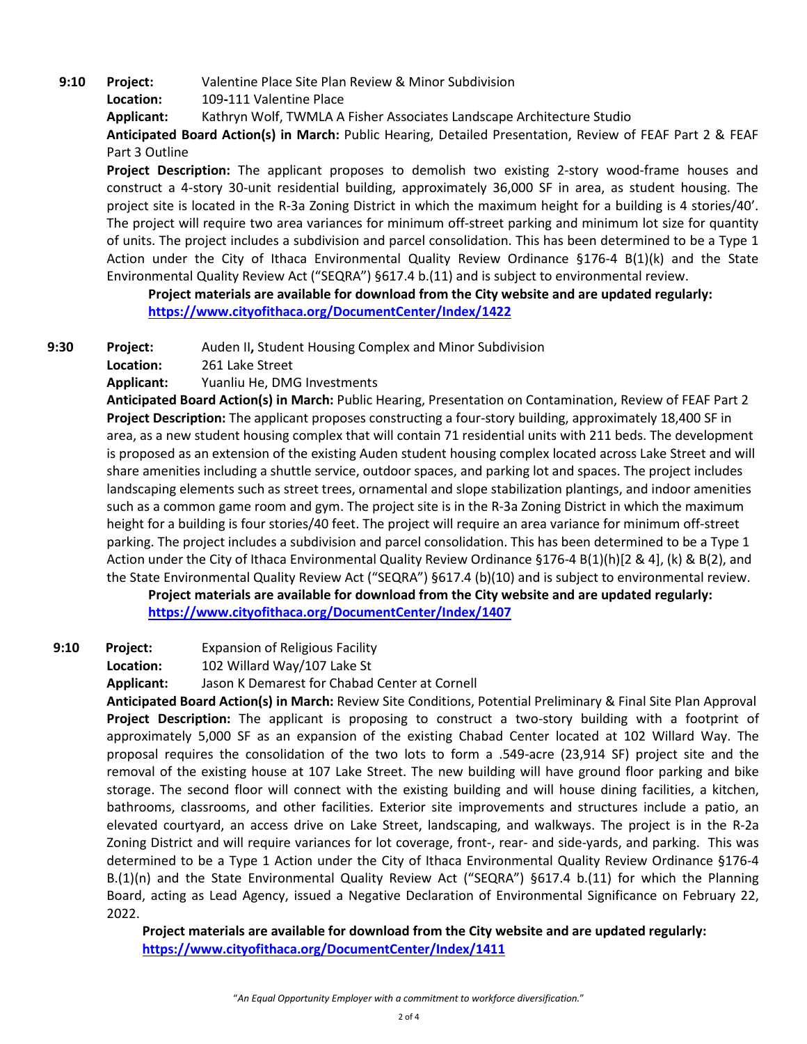**9:10** **Project:** Valentine Place Site Plan Review & Minor Subdivision

**Location:** 109-111 Valentine Place

**Applicant:** Kathryn Wolf, TWMLA A Fisher Associates Landscape Architecture Studio

**Anticipated Board Action(s) in March:** Public Hearing, Detailed Presentation, Review of FEAF Part 2 & FEAF Part 3 Outline

**Project Description:** The applicant proposes to demolish two existing 2-story wood-frame houses and construct a 4-story 30-unit residential building, approximately 36,000 SF in area, as student housing. The project site is located in the R-3a Zoning District in which the maximum height for a building is 4 stories/40'. The project will require two area variances for minimum off-street parking and minimum lot size for quantity of units. The project includes a subdivision and parcel consolidation. This has been determined to be a Type 1 Action under the City of Ithaca Environmental Quality Review Ordinance §176-4 B(1)(k) and the State Environmental Quality Review Act ("SEQRA") §617.4 b.(11) and is subject to environmental review.

**Project materials are available for download from the City website and are updated regularly: https://www.cityofithaca.org/DocumentCenter/Index/1422**

**9:30** **Project:** Auden II**,** Student Housing Complex and Minor Subdivision

**Location:** 261 Lake Street

**Applicant:** Yuanliu He, DMG Investments

**Anticipated Board Action(s) in March:** Public Hearing, Presentation on Contamination, Review of FEAF Part 2

**Project Description:** The applicant proposes constructing a four-story building, approximately 18,400 SF in area, as a new student housing complex that will contain 71 residential units with 211 beds. The development is proposed as an extension of the existing Auden student housing complex located across Lake Street and will share amenities including a shuttle service, outdoor spaces, and parking lot and spaces. The project includes landscaping elements such as street trees, ornamental and slope stabilization plantings, and indoor amenities such as a common game room and gym. The project site is in the R-3a Zoning District in which the maximum height for a building is four stories/40 feet. The project will require an area variance for minimum off-street parking. The project includes a subdivision and parcel consolidation. This has been determined to be a Type 1 Action under the City of Ithaca Environmental Quality Review Ordinance §176-4 B(1)(h)[2 & 4], (k) & B(2), and the State Environmental Quality Review Act ("SEQRA") §617.4 (b)(10) and is subject to environmental review.

**Project materials are available for download from the City website and are updated regularly: https://www.cityofithaca.org/DocumentCenter/Index/1407**

**9:10** **Project:** Expansion of Religious Facility

**Location:** 102 Willard Way/107 Lake St

**Applicant:** Jason K Demarest for Chabad Center at Cornell

**Anticipated Board Action(s) in March:** Review Site Conditions, Potential Preliminary & Final Site Plan Approval

**Project Description:** The applicant is proposing to construct a two-story building with a footprint of approximately 5,000 SF as an expansion of the existing Chabad Center located at 102 Willard Way. The proposal requires the consolidation of the two lots to form a .549-acre (23,914 SF) project site and the removal of the existing house at 107 Lake Street. The new building will have ground floor parking and bike storage. The second floor will connect with the existing building and will house dining facilities, a kitchen, bathrooms, classrooms, and other facilities. Exterior site improvements and structures include a patio, an elevated courtyard, an access drive on Lake Street, landscaping, and walkways. The project is in the R-2a Zoning District and will require variances for lot coverage, front-, rear- and side-yards, and parking. This was determined to be a Type 1 Action under the City of Ithaca Environmental Quality Review Ordinance §176-4 B.(1)(n) and the State Environmental Quality Review Act ("SEQRA") §617.4 b.(11) for which the Planning Board, acting as Lead Agency, issued a Negative Declaration of Environmental Significance on February 22, 2022.

**Project materials are available for download from the City website and are updated regularly: https://www.cityofithaca.org/DocumentCenter/Index/1411**

*"An Equal Opportunity Employer with a commitment to workforce diversification."*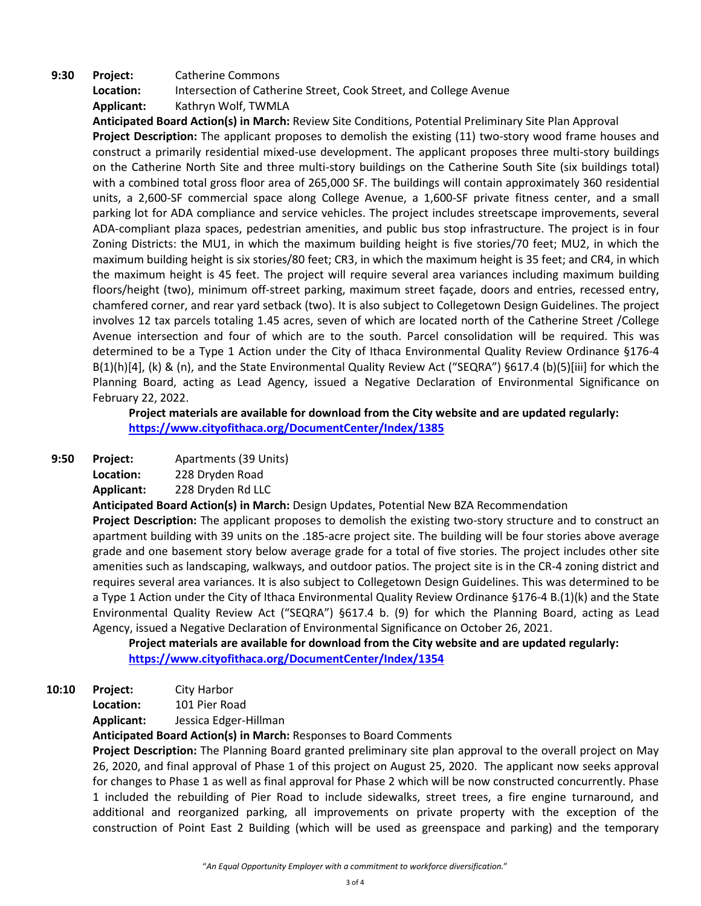**9:30** **Project:** Catherine Commons
**Location:** Intersection of Catherine Street, Cook Street, and College Avenue
**Applicant:** Kathryn Wolf, TWMLA
**Anticipated Board Action(s) in March:** Review Site Conditions, Potential Preliminary Site Plan Approval
**Project Description:** The applicant proposes to demolish the existing (11) two-story wood frame houses and construct a primarily residential mixed-use development. The applicant proposes three multi-story buildings on the Catherine North Site and three multi-story buildings on the Catherine South Site (six buildings total) with a combined total gross floor area of 265,000 SF. The buildings will contain approximately 360 residential units, a 2,600-SF commercial space along College Avenue, a 1,600-SF private fitness center, and a small parking lot for ADA compliance and service vehicles. The project includes streetscape improvements, several ADA-compliant plaza spaces, pedestrian amenities, and public bus stop infrastructure. The project is in four Zoning Districts: the MU1, in which the maximum building height is five stories/70 feet; MU2, in which the maximum building height is six stories/80 feet; CR3, in which the maximum height is 35 feet; and CR4, in which the maximum height is 45 feet. The project will require several area variances including maximum building floors/height (two), minimum off-street parking, maximum street façade, doors and entries, recessed entry, chamfered corner, and rear yard setback (two). It is also subject to Collegetown Design Guidelines. The project involves 12 tax parcels totaling 1.45 acres, seven of which are located north of the Catherine Street /College Avenue intersection and four of which are to the south. Parcel consolidation will be required. This was determined to be a Type 1 Action under the City of Ithaca Environmental Quality Review Ordinance §176-4 B(1)(h)[4], (k) & (n), and the State Environmental Quality Review Act ("SEQRA") §617.4 (b)(5)[iii] for which the Planning Board, acting as Lead Agency, issued a Negative Declaration of Environmental Significance on February 22, 2022.

**Project materials are available for download from the City website and are updated regularly: [https://www.cityofithaca.org/DocumentCenter/Index/1385](https://www.cityofithaca.org/DocumentCenter/Index/1385)**

**9:50** **Project:** Apartments (39 Units)
**Location:** 228 Dryden Road
**Applicant:** 228 Dryden Rd LLC
**Anticipated Board Action(s) in March:** Design Updates, Potential New BZA Recommendation
**Project Description:** The applicant proposes to demolish the existing two-story structure and to construct an apartment building with 39 units on the .185-acre project site. The building will be four stories above average grade and one basement story below average grade for a total of five stories. The project includes other site amenities such as landscaping, walkways, and outdoor patios. The project site is in the CR-4 zoning district and requires several area variances. It is also subject to Collegetown Design Guidelines. This was determined to be a Type 1 Action under the City of Ithaca Environmental Quality Review Ordinance §176-4 B.(1)(k) and the State Environmental Quality Review Act ("SEQRA") §617.4 b. (9) for which the Planning Board, acting as Lead Agency, issued a Negative Declaration of Environmental Significance on October 26, 2021.

**Project materials are available for download from the City website and are updated regularly: [https://www.cityofithaca.org/DocumentCenter/Index/1354](https://www.cityofithaca.org/DocumentCenter/Index/1354)**

**10:10** **Project:** City Harbor
**Location:** 101 Pier Road
**Applicant:** Jessica Edger-Hillman
**Anticipated Board Action(s) in March:** Responses to Board Comments
**Project Description:** The Planning Board granted preliminary site plan approval to the overall project on May 26, 2020, and final approval of Phase 1 of this project on August 25, 2020. The applicant now seeks approval for changes to Phase 1 as well as final approval for Phase 2 which will be now constructed concurrently. Phase 1 included the rebuilding of Pier Road to include sidewalks, street trees, a fire engine turnaround, and additional and reorganized parking, all improvements on private property with the exception of the construction of Point East 2 Building (which will be used as greenspace and parking) and the temporary

*"An Equal Opportunity Employer with a commitment to workforce diversification."*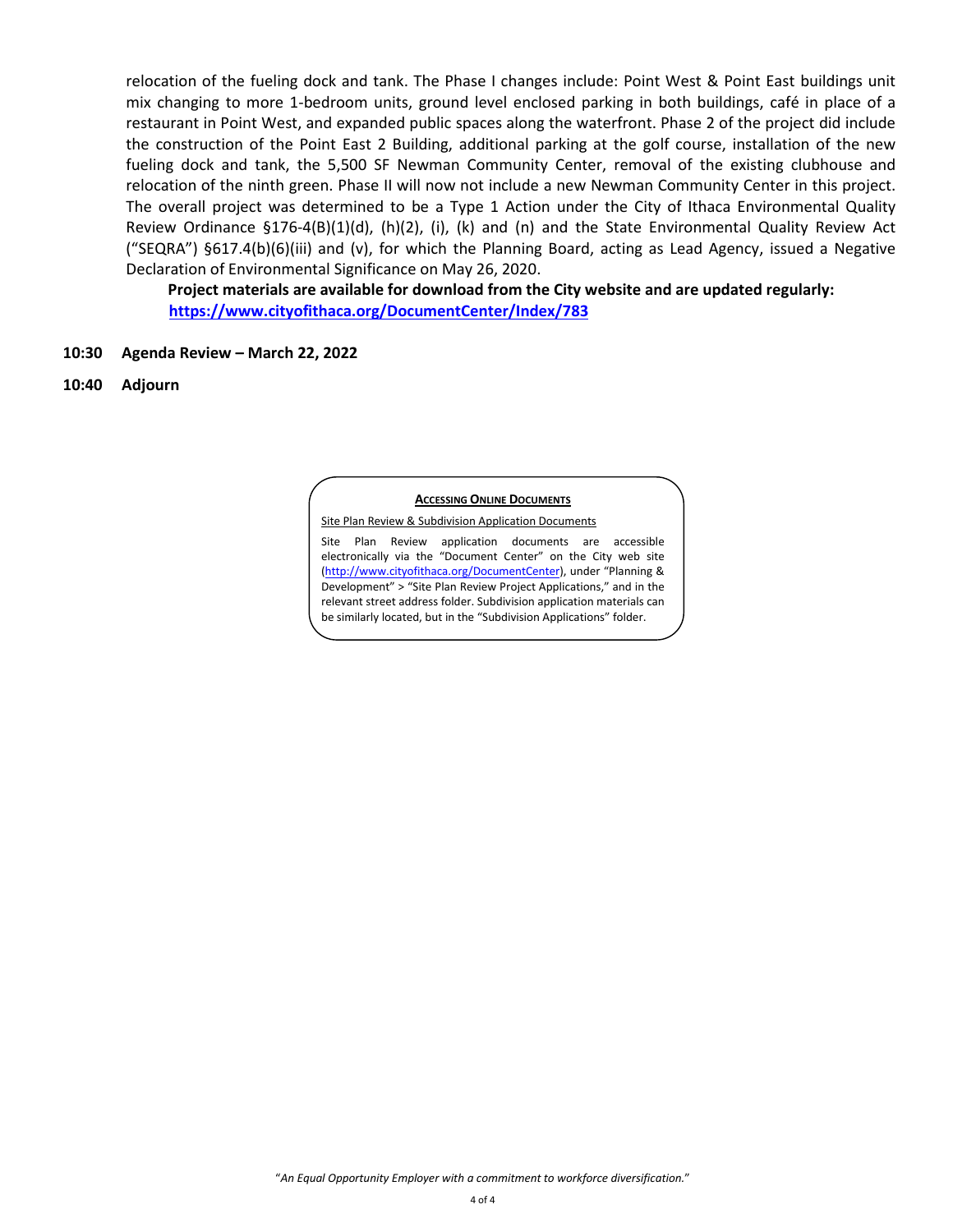relocation of the fueling dock and tank. The Phase I changes include: Point West & Point East buildings unit mix changing to more 1-bedroom units, ground level enclosed parking in both buildings, café in place of a restaurant in Point West, and expanded public spaces along the waterfront. Phase 2 of the project did include the construction of the Point East 2 Building, additional parking at the golf course, installation of the new fueling dock and tank, the 5,500 SF Newman Community Center, removal of the existing clubhouse and relocation of the ninth green. Phase II will now not include a new Newman Community Center in this project. The overall project was determined to be a Type 1 Action under the City of Ithaca Environmental Quality Review Ordinance §176-4(B)(1)(d), (h)(2), (i), (k) and (n) and the State Environmental Quality Review Act ("SEQRA") §617.4(b)(6)(iii) and (v), for which the Planning Board, acting as Lead Agency, issued a Negative Declaration of Environmental Significance on May 26, 2020.

**Project materials are available for download from the City website and are updated regularly: [https://www.cityofithaca.org/DocumentCenter/Index/783](https://www.cityofithaca.org/DocumentCenter/Index/783)**

**10:30 Agenda Review – March 22, 2022**

**10:40 Adjourn**

**ACCESSING ONLINE DOCUMENTS**

Site Plan Review & Subdivision Application Documents

Site Plan Review application documents are accessible electronically via the "Document Center" on the City web site (http://www.cityofithaca.org/DocumentCenter), under "Planning & Development" > "Site Plan Review Project Applications," and in the relevant street address folder. Subdivision application materials can be similarly located, but in the "Subdivision Applications" folder.

"*An Equal Opportunity Employer with a commitment to workforce diversification.*"